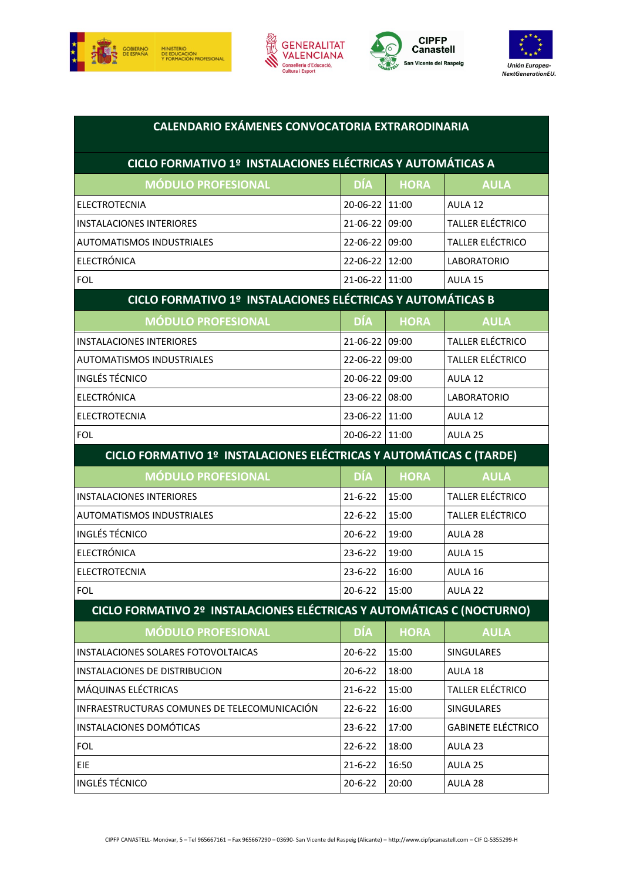# CALENDARIO EXÁMENES CONVOCATORIA EXTRARODINARIA

## CICLO FORMATIVO 1º INSTALACIONES ELÉCTRICAS Y AUTOMÁTICAS A

| MÓDULO PROFESIONAL | DÍA | HORA | AULA |
|---|---|---|---|
| ELECTROTECNIA | 20-06-22 | 11:00 | AULA 12 |
| INSTALACIONES INTERIORES | 21-06-22 | 09:00 | TALLER ELÉCTRICO |
| AUTOMATISMOS INDUSTRIALES | 22-06-22 | 09:00 | TALLER ELÉCTRICO |
| ELECTRÓNICA | 22-06-22 | 12:00 | LABORATORIO |
| FOL | 21-06-22 | 11:00 | AULA 15 |

## CICLO FORMATIVO 1º INSTALACIONES ELÉCTRICAS Y AUTOMÁTICAS B

| MÓDULO PROFESIONAL | DÍA | HORA | AULA |
|---|---|---|---|
| INSTALACIONES INTERIORES | 21-06-22 | 09:00 | TALLER ELÉCTRICO |
| AUTOMATISMOS INDUSTRIALES | 22-06-22 | 09:00 | TALLER ELÉCTRICO |
| INGLÉS TÉCNICO | 20-06-22 | 09:00 | AULA 12 |
| ELECTRÓNICA | 23-06-22 | 08:00 | LABORATORIO |
| ELECTROTECNIA | 23-06-22 | 11:00 | AULA 12 |
| FOL | 20-06-22 | 11:00 | AULA 25 |

## CICLO FORMATIVO 1º INSTALACIONES ELÉCTRICAS Y AUTOMÁTICAS C (TARDE)

| MÓDULO PROFESIONAL | DÍA | HORA | AULA |
|---|---|---|---|
| INSTALACIONES INTERIORES | 21-6-22 | 15:00 | TALLER ELÉCTRICO |
| AUTOMATISMOS INDUSTRIALES | 22-6-22 | 15:00 | TALLER ELÉCTRICO |
| INGLÉS TÉCNICO | 20-6-22 | 19:00 | AULA 28 |
| ELECTRÓNICA | 23-6-22 | 19:00 | AULA 15 |
| ELECTROTECNIA | 23-6-22 | 16:00 | AULA 16 |
| FOL | 20-6-22 | 15:00 | AULA 22 |

## CICLO FORMATIVO 2º INSTALACIONES ELÉCTRICAS Y AUTOMÁTICAS C (NOCTURNO)

| MÓDULO PROFESIONAL | DÍA | HORA | AULA |
|---|---|---|---|
| INSTALACIONES SOLARES FOTOVOLTAICAS | 20-6-22 | 15:00 | SINGULARES |
| INSTALACIONES DE DISTRIBUCION | 20-6-22 | 18:00 | AULA 18 |
| MÁQUINAS ELÉCTRICAS | 21-6-22 | 15:00 | TALLER ELÉCTRICO |
| INFRAESTRUCTURAS COMUNES DE TELECOMUNICACIÓN | 22-6-22 | 16:00 | SINGULARES |
| INSTALACIONES DOMÓTICAS | 23-6-22 | 17:00 | GABINETE ELÉCTRICO |
| FOL | 22-6-22 | 18:00 | AULA 23 |
| EIE | 21-6-22 | 16:50 | AULA 25 |
| INGLÉS TÉCNICO | 20-6-22 | 20:00 | AULA 28 |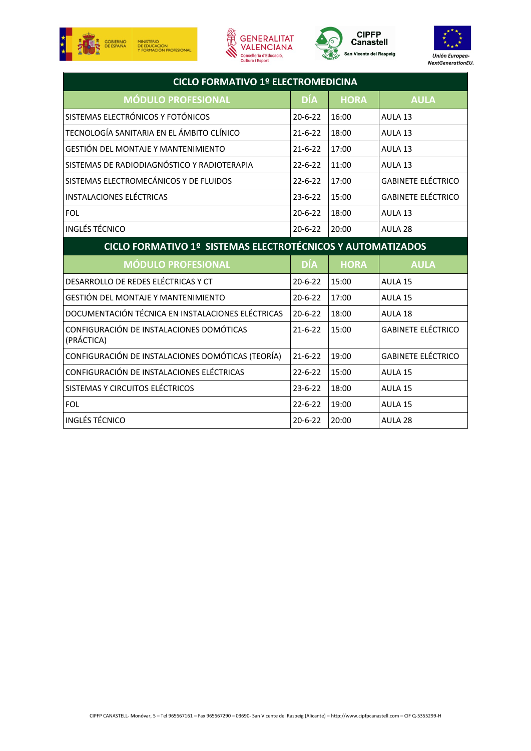| CICLO FORMATIVO 1º ELECTROMEDICINA | | | |
|---|---|---|---|
| **MÓDULO PROFESIONAL** | **DÍA** | **HORA** | **AULA** |
| SISTEMAS ELECTRÓNICOS Y FOTÓNICOS | 20-6-22 | 16:00 | AULA 13 |
| TECNOLOGÍA SANITARIA EN EL ÁMBITO CLÍNICO | 21-6-22 | 18:00 | AULA 13 |
| GESTIÓN DEL MONTAJE Y MANTENIMIENTO | 21-6-22 | 17:00 | AULA 13 |
| SISTEMAS DE RADIODIAGNÓSTICO Y RADIOTERAPIA | 22-6-22 | 11:00 | AULA 13 |
| SISTEMAS ELECTROMECÁNICOS Y DE FLUIDOS | 22-6-22 | 17:00 | GABINETE ELÉCTRICO |
| INSTALACIONES ELÉCTRICAS | 23-6-22 | 15:00 | GABINETE ELÉCTRICO |
| FOL | 20-6-22 | 18:00 | AULA 13 |
| INGLÉS TÉCNICO | 20-6-22 | 20:00 | AULA 28 |

| CICLO FORMATIVO 1º SISTEMAS ELECTROTÉCNICOS Y AUTOMATIZADOS | | | |
|---|---|---|---|
| **MÓDULO PROFESIONAL** | **DÍA** | **HORA** | **AULA** |
| DESARROLLO DE REDES ELÉCTRICAS Y CT | 20-6-22 | 15:00 | AULA 15 |
| GESTIÓN DEL MONTAJE Y MANTENIMIENTO | 20-6-22 | 17:00 | AULA 15 |
| DOCUMENTACIÓN TÉCNICA EN INSTALACIONES ELÉCTRICAS | 20-6-22 | 18:00 | AULA 18 |
| CONFIGURACIÓN DE INSTALACIONES DOMÓTICAS (PRÁCTICA) | 21-6-22 | 15:00 | GABINETE ELÉCTRICO |
| CONFIGURACIÓN DE INSTALACIONES DOMÓTICAS (TEORÍA) | 21-6-22 | 19:00 | GABINETE ELÉCTRICO |
| CONFIGURACIÓN DE INSTALACIONES ELÉCTRICAS | 22-6-22 | 15:00 | AULA 15 |
| SISTEMAS Y CIRCUITOS ELÉCTRICOS | 23-6-22 | 18:00 | AULA 15 |
| FOL | 22-6-22 | 19:00 | AULA 15 |
| INGLÉS TÉCNICO | 20-6-22 | 20:00 | AULA 28 |